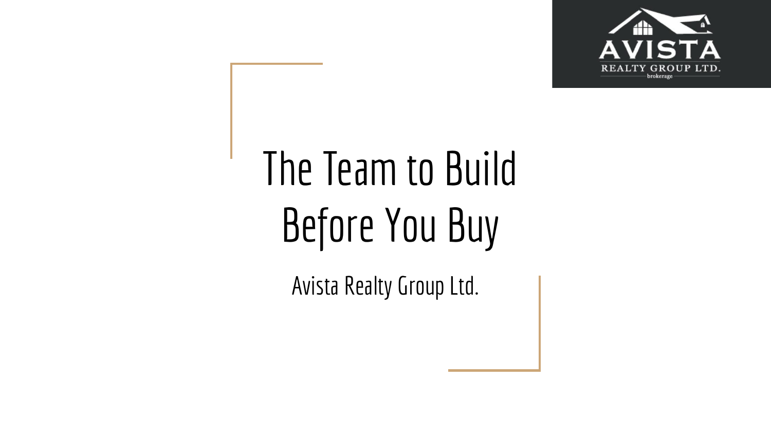# The Team to Build Before You Buy

Avista Realty Group Ltd.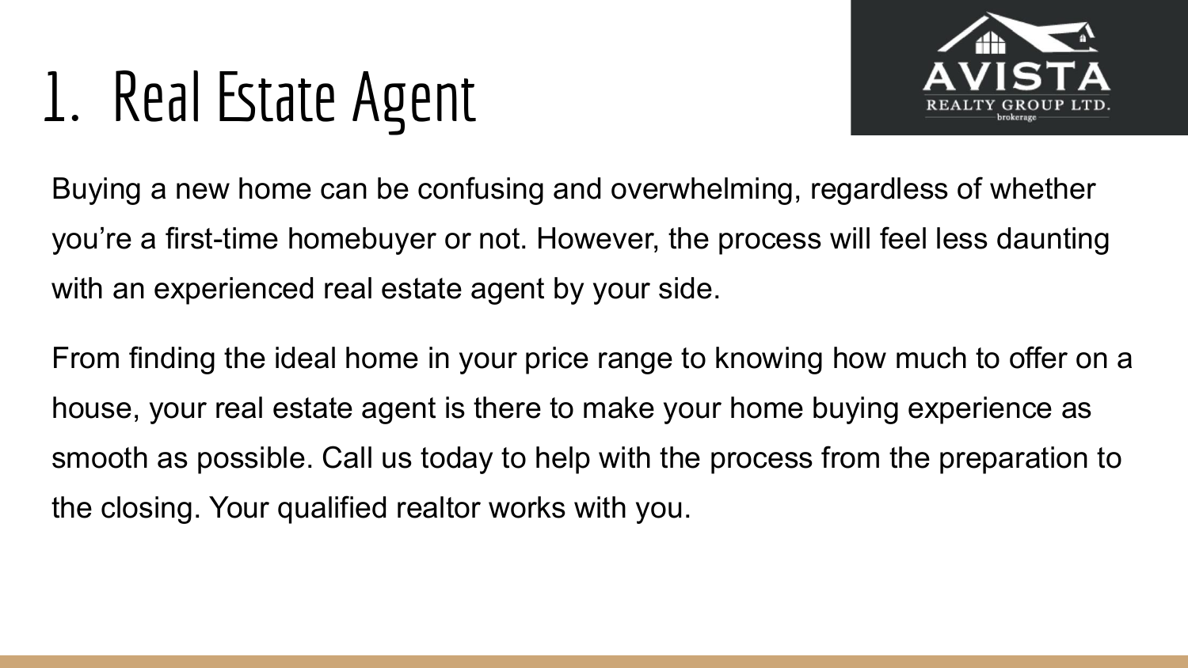# 1. Real Estate Agent

Buying a new home can be confusing and overwhelming, regardless of whether you're a first-time homebuyer or not. However, the process will feel less daunting with an experienced real estate agent by your side.

From finding the ideal home in your price range to knowing how much to offer on a house, your real estate agent is there to make your home buying experience as smooth as possible. Call us today to help with the process from the preparation to the closing. Your qualified realtor works with you.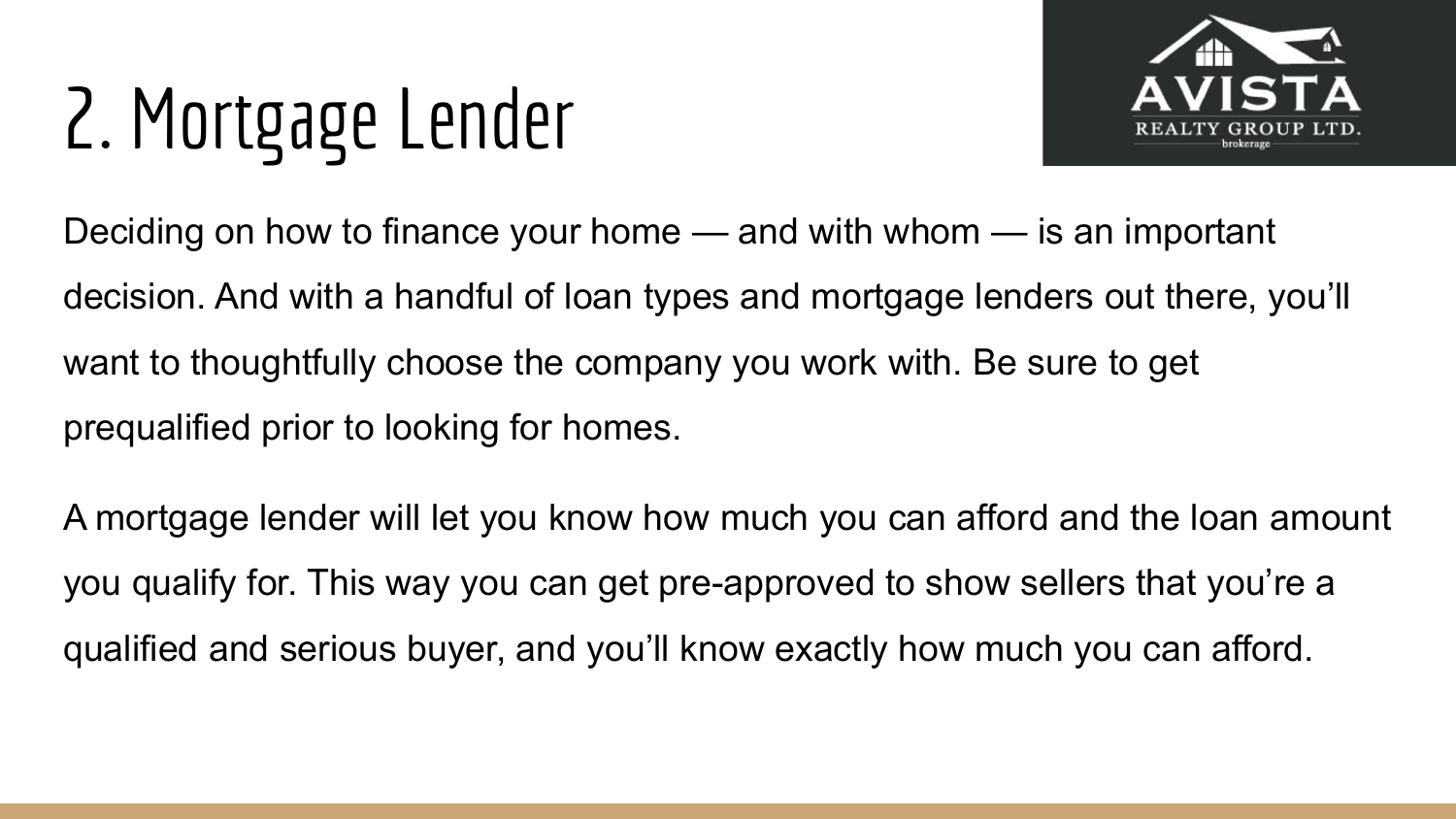# 2. Mortgage Lender

Deciding on how to finance your home — and with whom — is an important decision. And with a handful of loan types and mortgage lenders out there, you'll want to thoughtfully choose the company you work with. Be sure to get prequalified prior to looking for homes.

A mortgage lender will let you know how much you can afford and the loan amount you qualify for. This way you can get pre-approved to show sellers that you're a qualified and serious buyer, and you'll know exactly how much you can afford.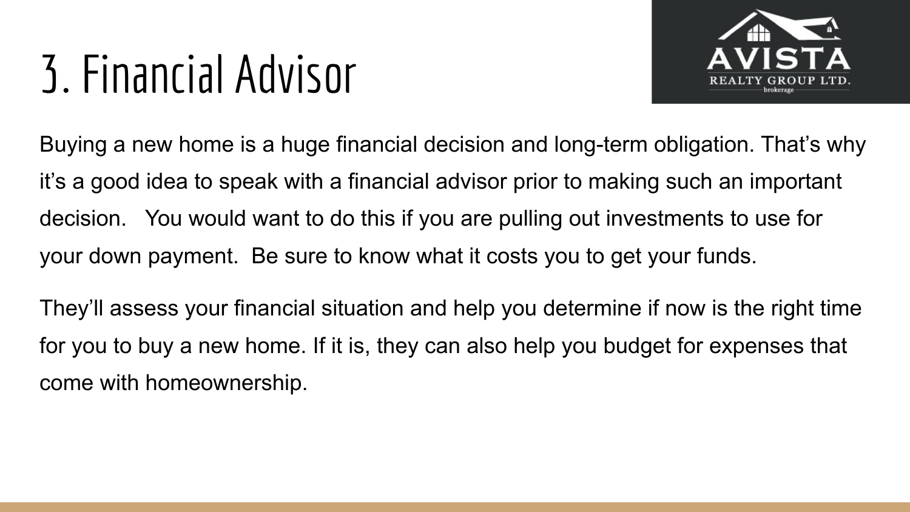# 3. Financial Advisor

Buying a new home is a huge financial decision and long-term obligation. That's why it's a good idea to speak with a financial advisor prior to making such an important decision. You would want to do this if you are pulling out investments to use for your down payment. Be sure to know what it costs you to get your funds.

They'll assess your financial situation and help you determine if now is the right time for you to buy a new home. If it is, they can also help you budget for expenses that come with homeownership.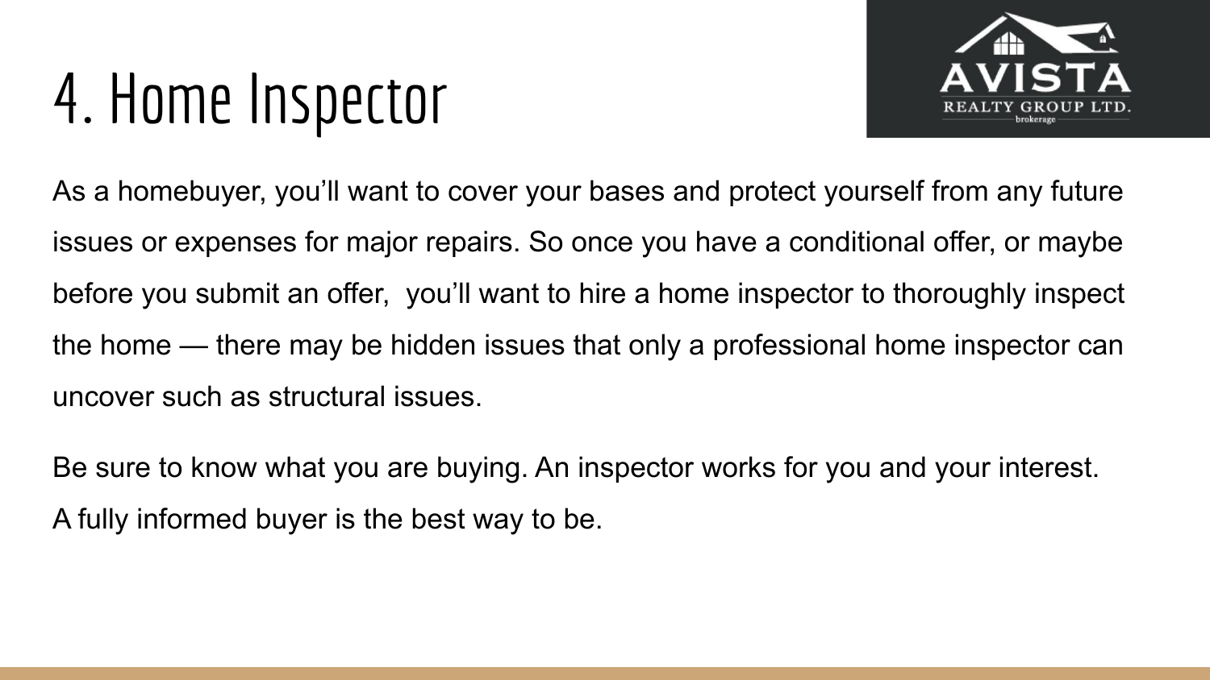# 4. Home Inspector

As a homebuyer, you'll want to cover your bases and protect yourself from any future issues or expenses for major repairs. So once you have a conditional offer, or maybe before you submit an offer,  you'll want to hire a home inspector to thoroughly inspect the home — there may be hidden issues that only a professional home inspector can uncover such as structural issues.

Be sure to know what you are buying. An inspector works for you and your interest. A fully informed buyer is the best way to be.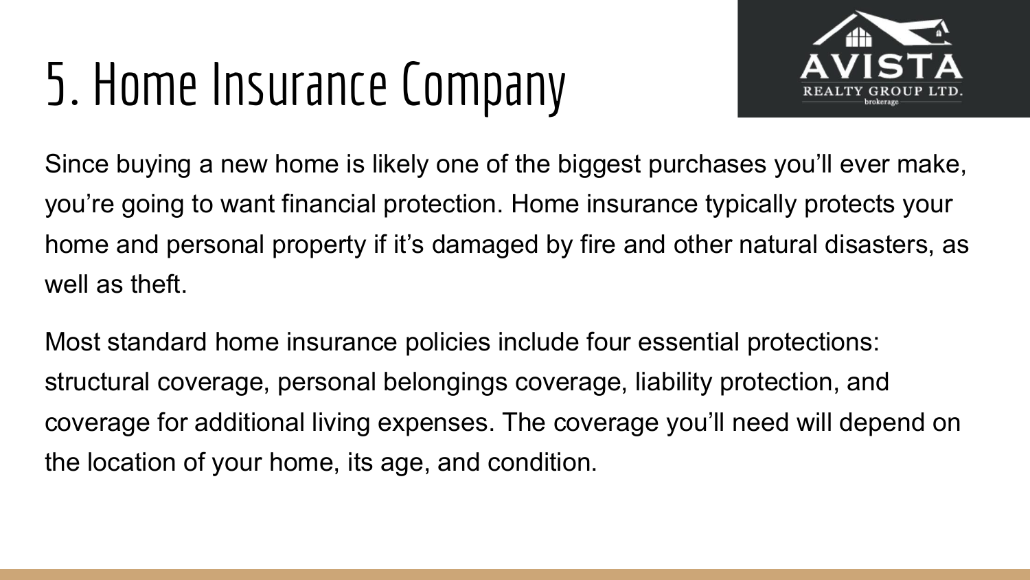# 5. Home Insurance Company

Since buying a new home is likely one of the biggest purchases you'll ever make, you're going to want financial protection. Home insurance typically protects your home and personal property if it's damaged by fire and other natural disasters, as well as theft.

Most standard home insurance policies include four essential protections: structural coverage, personal belongings coverage, liability protection, and coverage for additional living expenses. The coverage you'll need will depend on the location of your home, its age, and condition.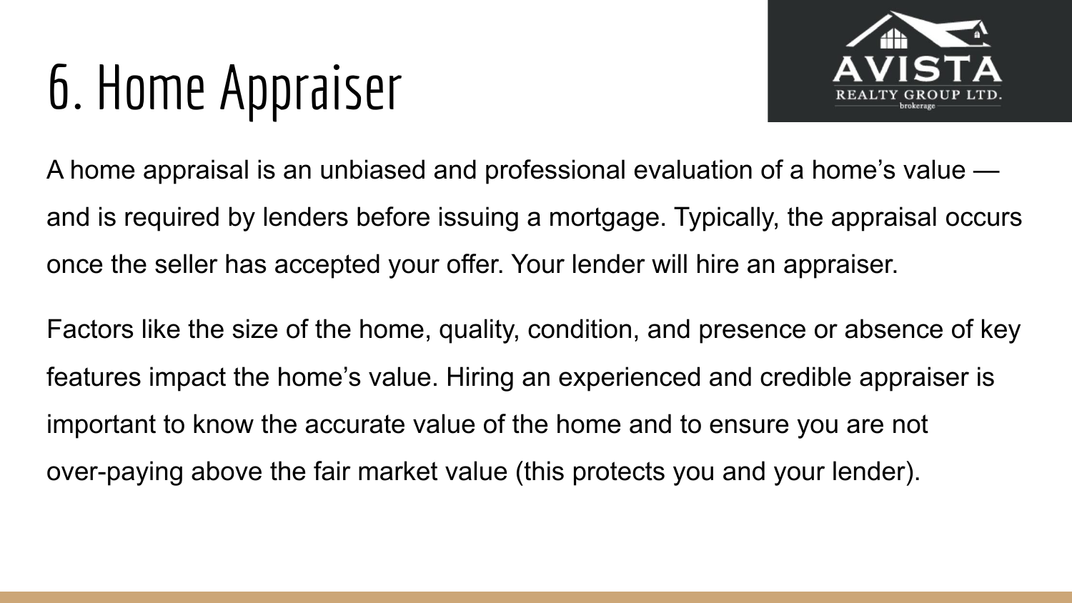# 6. Home Appraiser

A home appraisal is an unbiased and professional evaluation of a home's value — and is required by lenders before issuing a mortgage. Typically, the appraisal occurs once the seller has accepted your offer. Your lender will hire an appraiser.

Factors like the size of the home, quality, condition, and presence or absence of key features impact the home's value. Hiring an experienced and credible appraiser is important to know the accurate value of the home and to ensure you are not over-paying above the fair market value (this protects you and your lender).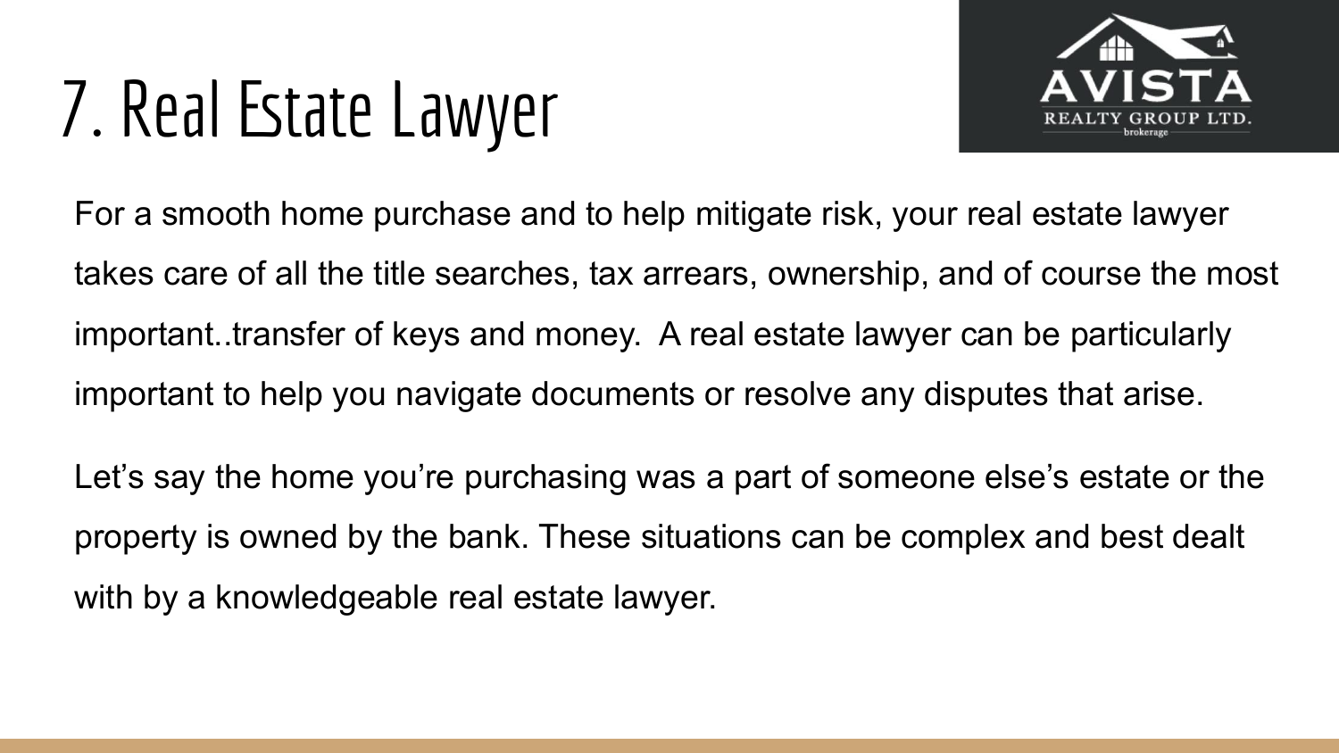# 7. Real Estate Lawyer

For a smooth home purchase and to help mitigate risk, your real estate lawyer takes care of all the title searches, tax arrears, ownership, and of course the most important..transfer of keys and money. A real estate lawyer can be particularly important to help you navigate documents or resolve any disputes that arise.

Let's say the home you're purchasing was a part of someone else's estate or the property is owned by the bank. These situations can be complex and best dealt with by a knowledgeable real estate lawyer.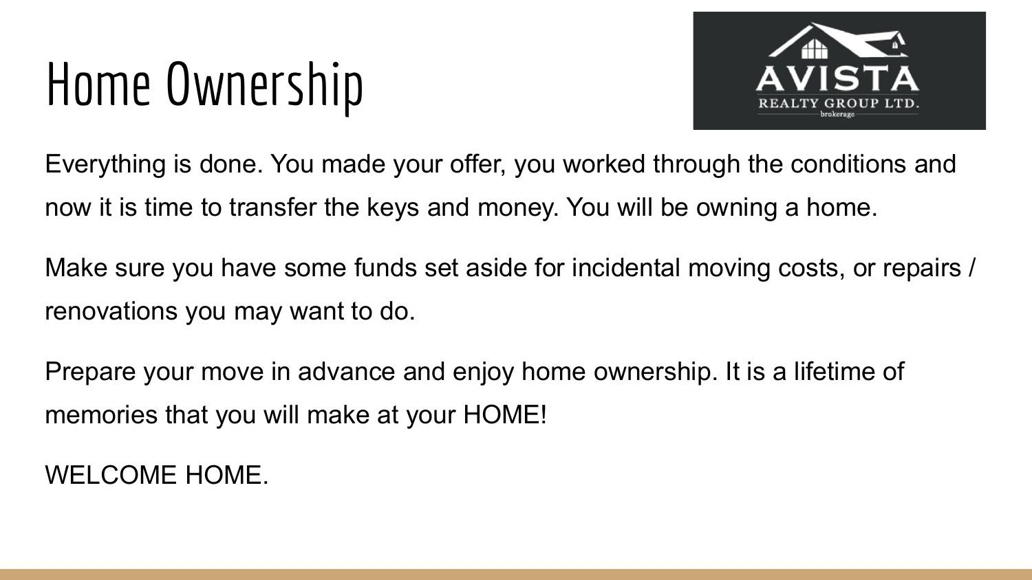# Home Ownership

Everything is done. You made your offer, you worked through the conditions and now it is time to transfer the keys and money. You will be owning a home.

Make sure you have some funds set aside for incidental moving costs, or repairs / renovations you may want to do.

Prepare your move in advance and enjoy home ownership. It is a lifetime of memories that you will make at your HOME!

WELCOME HOME.